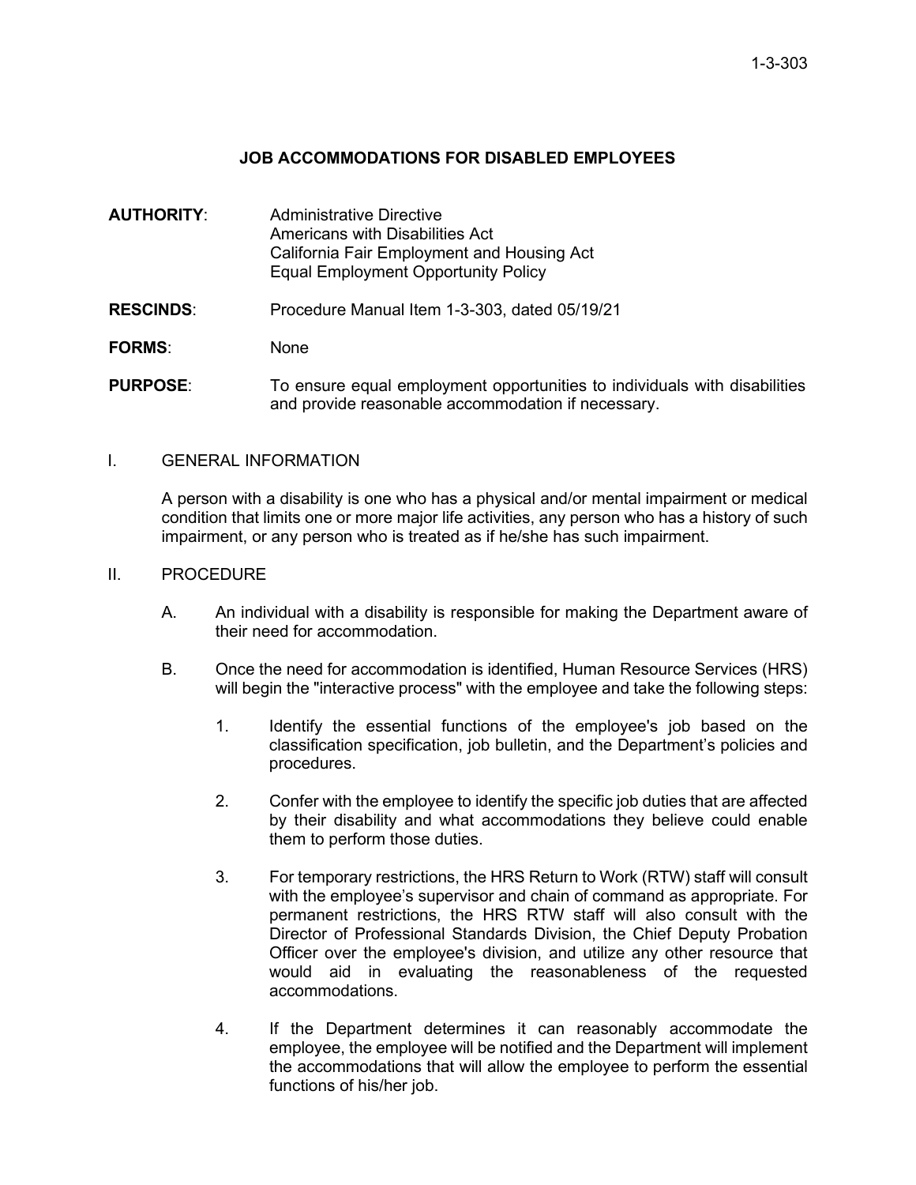1-3-303

# JOB ACCOMMODATIONS FOR DISABLED EMPLOYEES

**AUTHORITY**: Administrative Directive
Americans with Disabilities Act
California Fair Employment and Housing Act
Equal Employment Opportunity Policy

**RESCINDS**: Procedure Manual Item 1-3-303, dated 05/19/21

**FORMS**: None

**PURPOSE**: To ensure equal employment opportunities to individuals with disabilities and provide reasonable accommodation if necessary.

## I. GENERAL INFORMATION

A person with a disability is one who has a physical and/or mental impairment or medical condition that limits one or more major life activities, any person who has a history of such impairment, or any person who is treated as if he/she has such impairment.

## II. PROCEDURE

A. An individual with a disability is responsible for making the Department aware of their need for accommodation.

B. Once the need for accommodation is identified, Human Resource Services (HRS) will begin the "interactive process" with the employee and take the following steps:

1. Identify the essential functions of the employee's job based on the classification specification, job bulletin, and the Department's policies and procedures.

2. Confer with the employee to identify the specific job duties that are affected by their disability and what accommodations they believe could enable them to perform those duties.

3. For temporary restrictions, the HRS Return to Work (RTW) staff will consult with the employee's supervisor and chain of command as appropriate. For permanent restrictions, the HRS RTW staff will also consult with the Director of Professional Standards Division, the Chief Deputy Probation Officer over the employee's division, and utilize any other resource that would aid in evaluating the reasonableness of the requested accommodations.

4. If the Department determines it can reasonably accommodate the employee, the employee will be notified and the Department will implement the accommodations that will allow the employee to perform the essential functions of his/her job.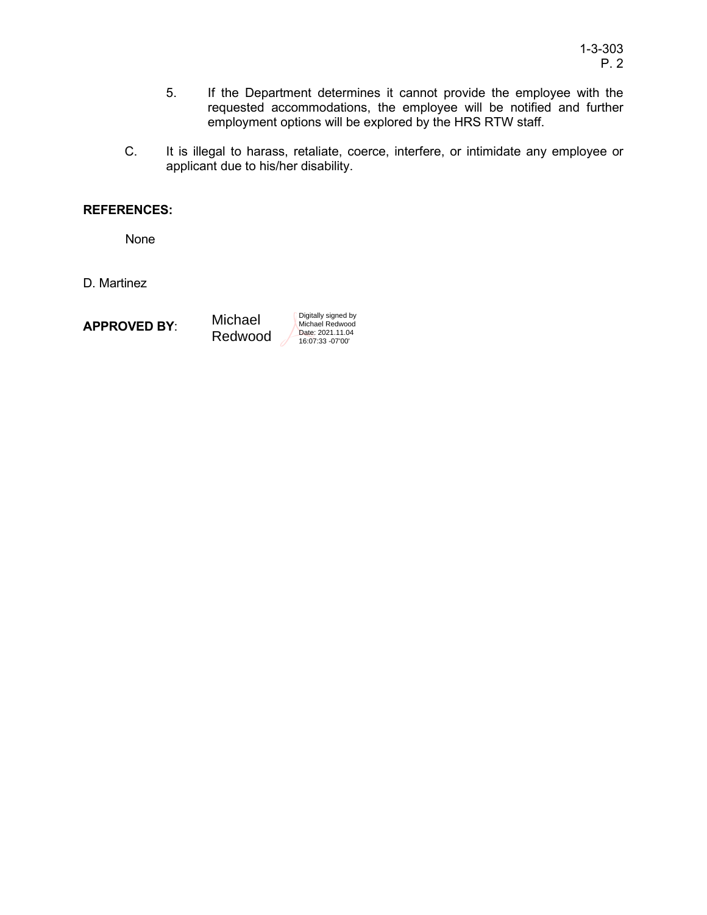5. If the Department determines it cannot provide the employee with the requested accommodations, the employee will be notified and further employment options will be explored by the HRS RTW staff.

C. It is illegal to harass, retaliate, coerce, interfere, or intimidate any employee or applicant due to his/her disability.

**REFERENCES:**

None

D. Martinez

**APPROVED BY**: Michael Redwood

Digitally signed by Michael Redwood
Date: 2021.11.04 16:07:33 -07'00'